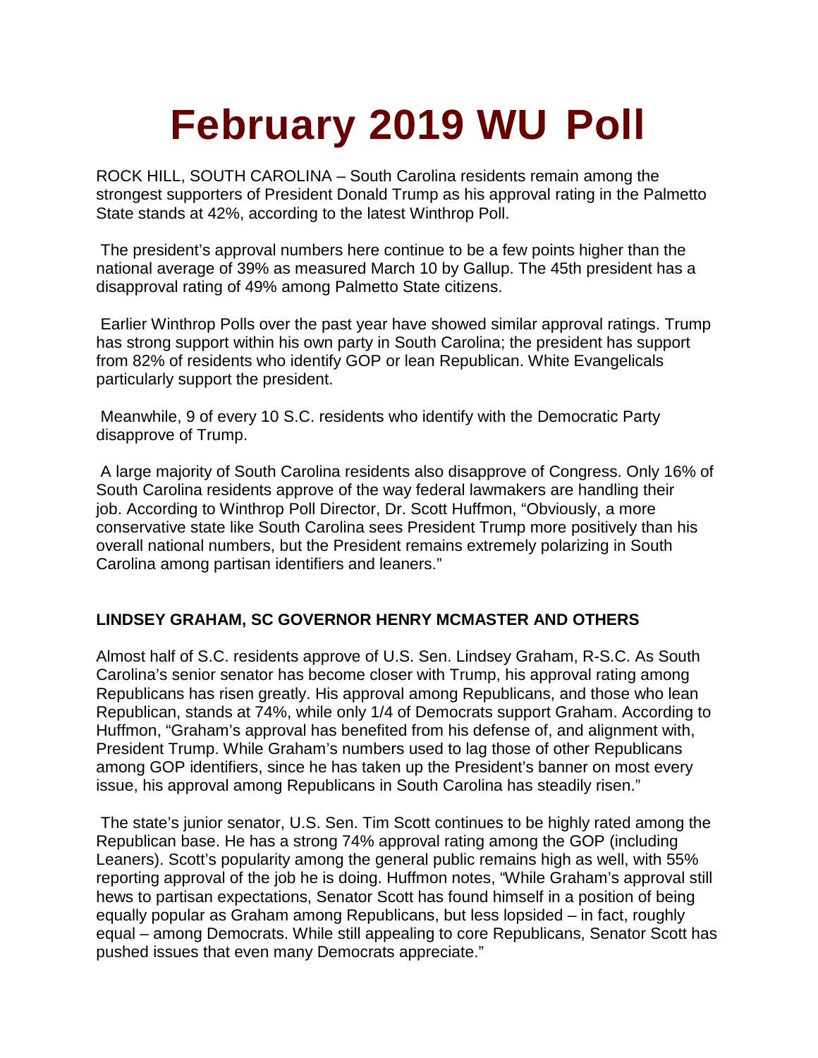# February 2019 WU Poll

ROCK HILL, SOUTH CAROLINA – South Carolina residents remain among the strongest supporters of President Donald Trump as his approval rating in the Palmetto State stands at 42%, according to the latest Winthrop Poll.

The president's approval numbers here continue to be a few points higher than the national average of 39% as measured March 10 by Gallup. The 45th president has a disapproval rating of 49% among Palmetto State citizens.

Earlier Winthrop Polls over the past year have showed similar approval ratings. Trump has strong support within his own party in South Carolina; the president has support from 82% of residents who identify GOP or lean Republican. White Evangelicals particularly support the president.

Meanwhile, 9 of every 10 S.C. residents who identify with the Democratic Party disapprove of Trump.

A large majority of South Carolina residents also disapprove of Congress. Only 16% of South Carolina residents approve of the way federal lawmakers are handling their job. According to Winthrop Poll Director, Dr. Scott Huffmon, "Obviously, a more conservative state like South Carolina sees President Trump more positively than his overall national numbers, but the President remains extremely polarizing in South Carolina among partisan identifiers and leaners."

**LINDSEY GRAHAM, SC GOVERNOR HENRY MCMASTER AND OTHERS**

Almost half of S.C. residents approve of U.S. Sen. Lindsey Graham, R-S.C. As South Carolina's senior senator has become closer with Trump, his approval rating among Republicans has risen greatly. His approval among Republicans, and those who lean Republican, stands at 74%, while only 1/4 of Democrats support Graham. According to Huffmon, "Graham's approval has benefited from his defense of, and alignment with, President Trump. While Graham's numbers used to lag those of other Republicans among GOP identifiers, since he has taken up the President's banner on most every issue, his approval among Republicans in South Carolina has steadily risen."

The state's junior senator, U.S. Sen. Tim Scott continues to be highly rated among the Republican base. He has a strong 74% approval rating among the GOP (including Leaners). Scott's popularity among the general public remains high as well, with 55% reporting approval of the job he is doing. Huffmon notes, "While Graham's approval still hews to partisan expectations, Senator Scott has found himself in a position of being equally popular as Graham among Republicans, but less lopsided – in fact, roughly equal – among Democrats. While still appealing to core Republicans, Senator Scott has pushed issues that even many Democrats appreciate."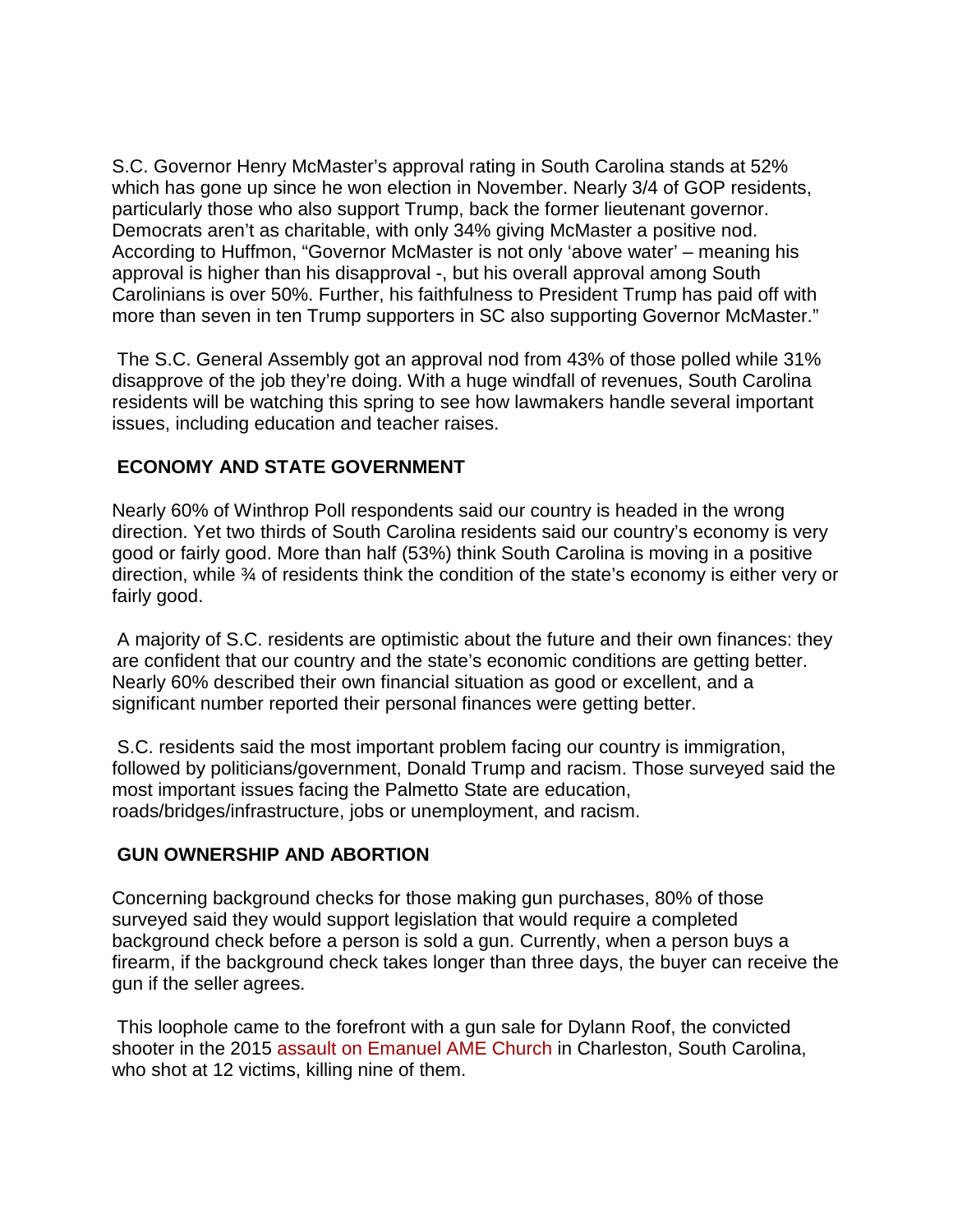S.C. Governor Henry McMaster's approval rating in South Carolina stands at 52% which has gone up since he won election in November. Nearly 3/4 of GOP residents, particularly those who also support Trump, back the former lieutenant governor. Democrats aren't as charitable, with only 34% giving McMaster a positive nod. According to Huffmon, "Governor McMaster is not only 'above water' – meaning his approval is higher than his disapproval -, but his overall approval among South Carolinians is over 50%. Further, his faithfulness to President Trump has paid off with more than seven in ten Trump supporters in SC also supporting Governor McMaster."

The S.C. General Assembly got an approval nod from 43% of those polled while 31% disapprove of the job they're doing. With a huge windfall of revenues, South Carolina residents will be watching this spring to see how lawmakers handle several important issues, including education and teacher raises.

## ECONOMY AND STATE GOVERNMENT

Nearly 60% of Winthrop Poll respondents said our country is headed in the wrong direction. Yet two thirds of South Carolina residents said our country's economy is very good or fairly good. More than half (53%) think South Carolina is moving in a positive direction, while ¾ of residents think the condition of the state's economy is either very or fairly good.

A majority of S.C. residents are optimistic about the future and their own finances: they are confident that our country and the state's economic conditions are getting better. Nearly 60% described their own financial situation as good or excellent, and a significant number reported their personal finances were getting better.

S.C. residents said the most important problem facing our country is immigration, followed by politicians/government, Donald Trump and racism. Those surveyed said the most important issues facing the Palmetto State are education, roads/bridges/infrastructure, jobs or unemployment, and racism.

## GUN OWNERSHIP AND ABORTION

Concerning background checks for those making gun purchases, 80% of those surveyed said they would support legislation that would require a completed background check before a person is sold a gun. Currently, when a person buys a firearm, if the background check takes longer than three days, the buyer can receive the gun if the seller agrees.

This loophole came to the forefront with a gun sale for Dylann Roof, the convicted shooter in the 2015 assault on Emanuel AME Church in Charleston, South Carolina, who shot at 12 victims, killing nine of them.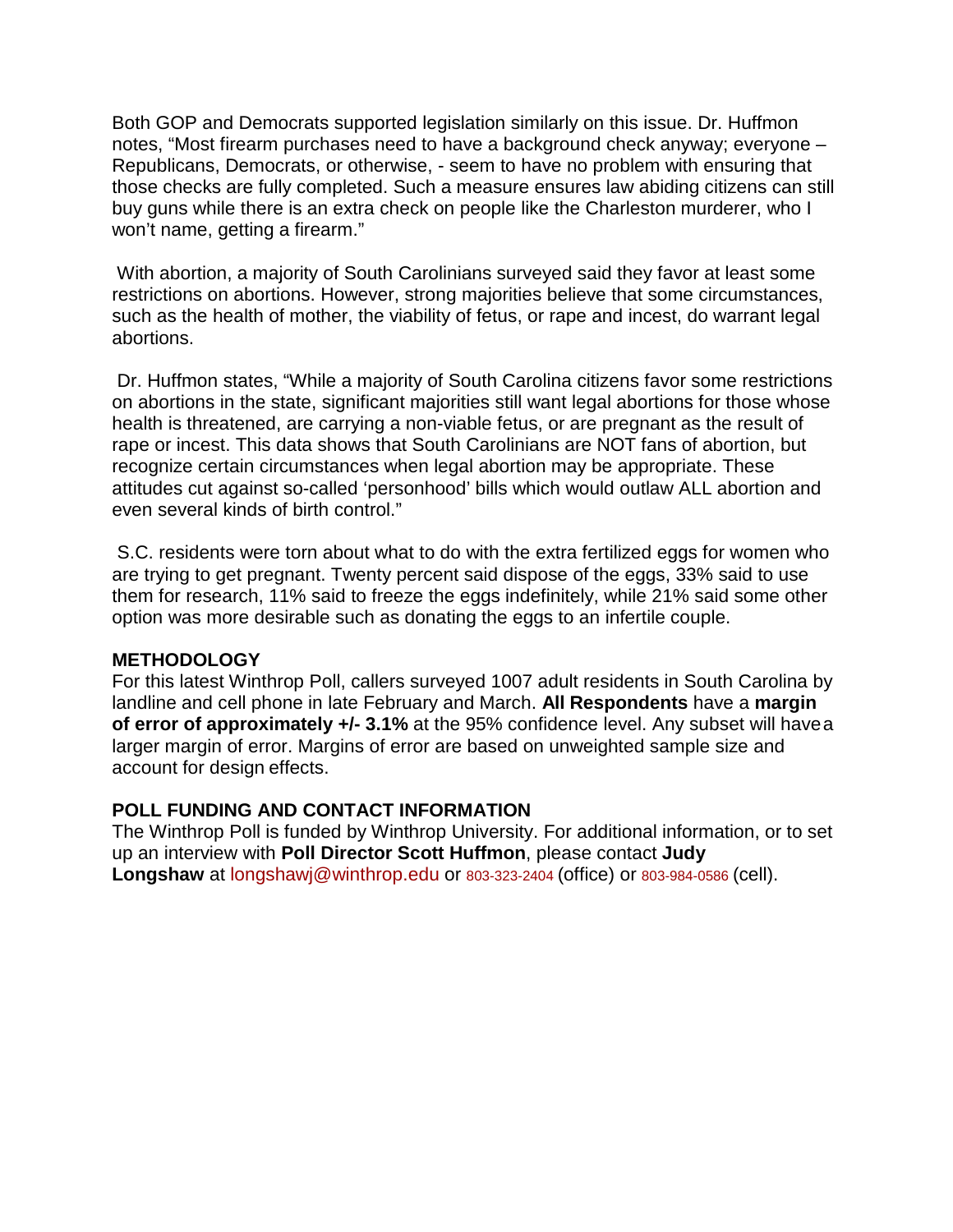Both GOP and Democrats supported legislation similarly on this issue. Dr. Huffmon notes, "Most firearm purchases need to have a background check anyway; everyone – Republicans, Democrats, or otherwise, - seem to have no problem with ensuring that those checks are fully completed. Such a measure ensures law abiding citizens can still buy guns while there is an extra check on people like the Charleston murderer, who I won't name, getting a firearm."

With abortion, a majority of South Carolinians surveyed said they favor at least some restrictions on abortions. However, strong majorities believe that some circumstances, such as the health of mother, the viability of fetus, or rape and incest, do warrant legal abortions.

Dr. Huffmon states, "While a majority of South Carolina citizens favor some restrictions on abortions in the state, significant majorities still want legal abortions for those whose health is threatened, are carrying a non-viable fetus, or are pregnant as the result of rape or incest. This data shows that South Carolinians are NOT fans of abortion, but recognize certain circumstances when legal abortion may be appropriate. These attitudes cut against so-called 'personhood' bills which would outlaw ALL abortion and even several kinds of birth control."

S.C. residents were torn about what to do with the extra fertilized eggs for women who are trying to get pregnant. Twenty percent said dispose of the eggs, 33% said to use them for research, 11% said to freeze the eggs indefinitely, while 21% said some other option was more desirable such as donating the eggs to an infertile couple.

**METHODOLOGY**

For this latest Winthrop Poll, callers surveyed 1007 adult residents in South Carolina by landline and cell phone in late February and March. **All Respondents** have a **margin of error of approximately +/- 3.1%** at the 95% confidence level. Any subset will have a larger margin of error. Margins of error are based on unweighted sample size and account for design effects.

**POLL FUNDING AND CONTACT INFORMATION**

The Winthrop Poll is funded by Winthrop University. For additional information, or to set up an interview with **Poll Director Scott Huffmon**, please contact **Judy Longshaw** at longshawj@winthrop.edu or 803-323-2404 (office) or 803-984-0586 (cell).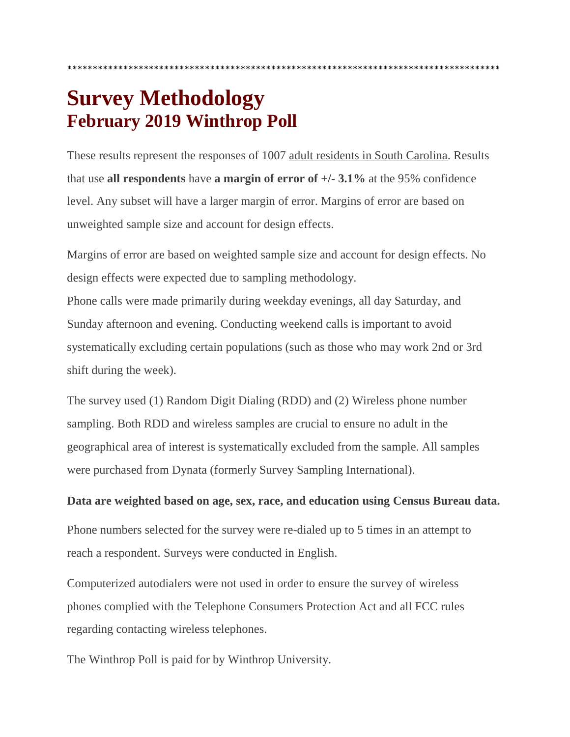**************************************************************************************

# Survey Methodology
## February 2019 Winthrop Poll

These results represent the responses of 1007 adult residents in South Carolina. Results that use **all respondents** have **a margin of error of +/- 3.1%** at the 95% confidence level. Any subset will have a larger margin of error. Margins of error are based on unweighted sample size and account for design effects.

Margins of error are based on weighted sample size and account for design effects. No design effects were expected due to sampling methodology.
Phone calls were made primarily during weekday evenings, all day Saturday, and Sunday afternoon and evening. Conducting weekend calls is important to avoid systematically excluding certain populations (such as those who may work 2nd or 3rd shift during the week).

The survey used (1) Random Digit Dialing (RDD) and (2) Wireless phone number sampling. Both RDD and wireless samples are crucial to ensure no adult in the geographical area of interest is systematically excluded from the sample. All samples were purchased from Dynata (formerly Survey Sampling International).

**Data are weighted based on age, sex, race, and education using Census Bureau data.**

Phone numbers selected for the survey were re-dialed up to 5 times in an attempt to reach a respondent. Surveys were conducted in English.

Computerized autodialers were not used in order to ensure the survey of wireless phones complied with the Telephone Consumers Protection Act and all FCC rules regarding contacting wireless telephones.

The Winthrop Poll is paid for by Winthrop University.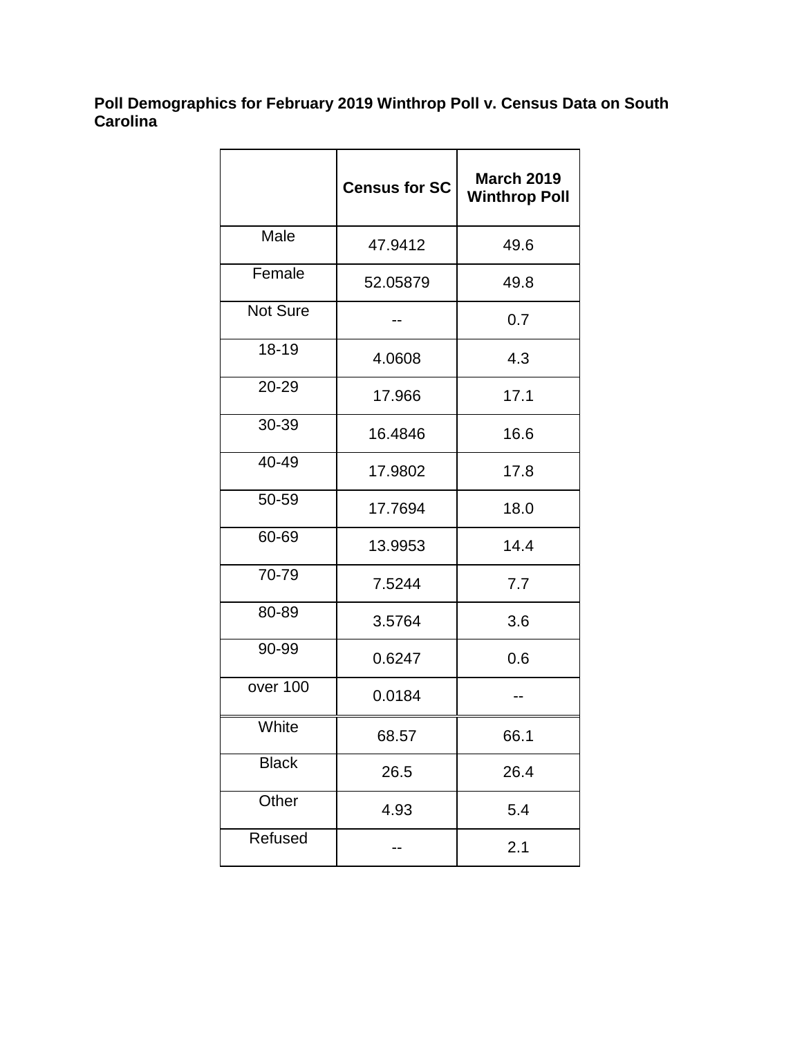**Poll Demographics for February 2019 Winthrop Poll v. Census Data on South Carolina**

| | Census for SC | March 2019 Winthrop Poll |
|---|---|---|
| Male | 47.9412 | 49.6 |
| Female | 52.05879 | 49.8 |
| Not Sure | -- | 0.7 |
| 18-19 | 4.0608 | 4.3 |
| 20-29 | 17.966 | 17.1 |
| 30-39 | 16.4846 | 16.6 |
| 40-49 | 17.9802 | 17.8 |
| 50-59 | 17.7694 | 18.0 |
| 60-69 | 13.9953 | 14.4 |
| 70-79 | 7.5244 | 7.7 |
| 80-89 | 3.5764 | 3.6 |
| 90-99 | 0.6247 | 0.6 |
| over 100 | 0.0184 | -- |
| White | 68.57 | 66.1 |
| Black | 26.5 | 26.4 |
| Other | 4.93 | 5.4 |
| Refused | -- | 2.1 |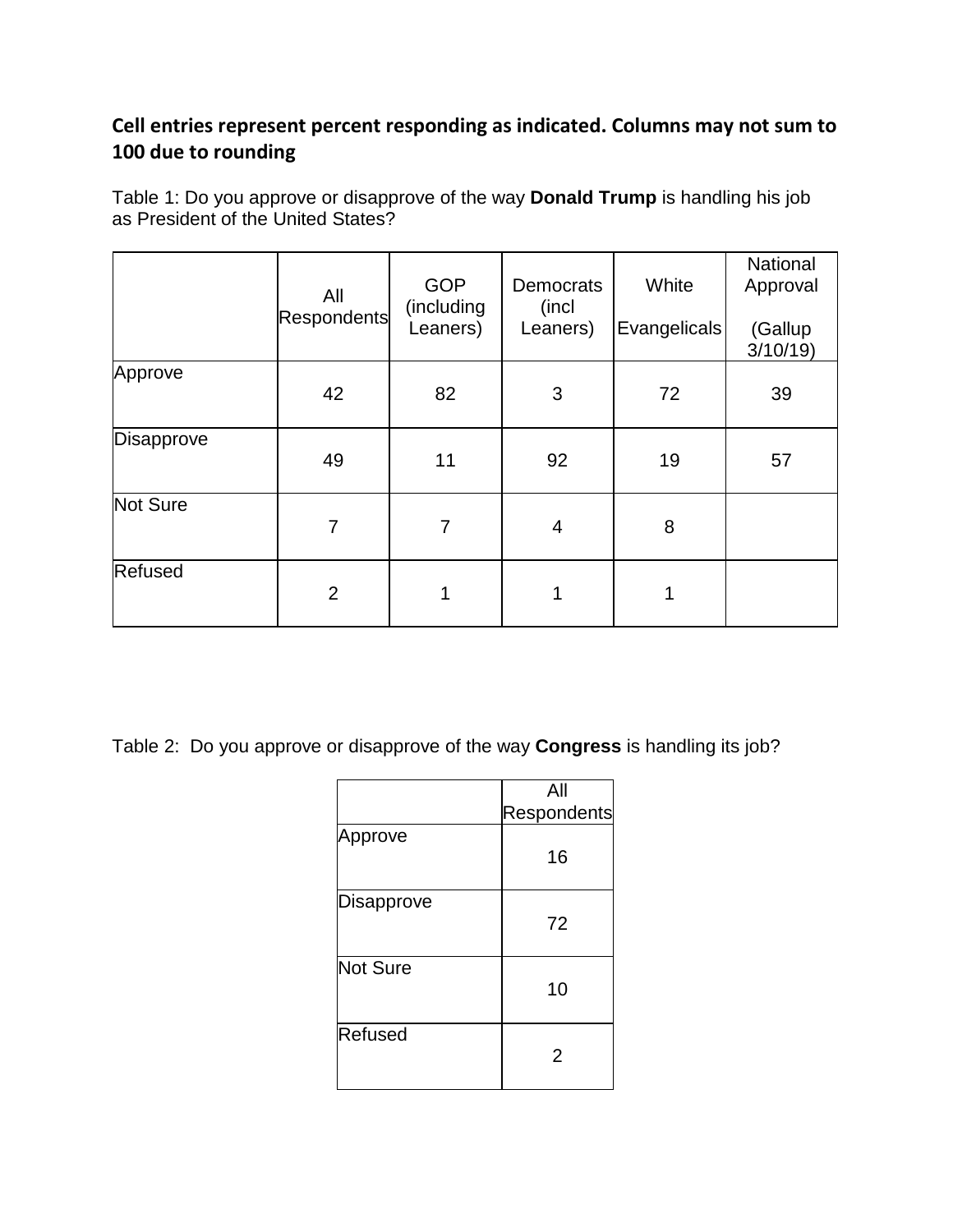**Cell entries represent percent responding as indicated. Columns may not sum to 100 due to rounding**

Table 1: Do you approve or disapprove of the way **Donald Trump** is handling his job as President of the United States?

| | All Respondents | GOP (including Leaners) | Democrats (incl Leaners) | White Evangelicals | National Approval (Gallup 3/10/19) |
|---|---|---|---|---|---|
| Approve | 42 | 82 | 3 | 72 | 39 |
| Disapprove | 49 | 11 | 92 | 19 | 57 |
| Not Sure | 7 | 7 | 4 | 8 | |
| Refused | 2 | 1 | 1 | 1 | |

Table 2: Do you approve or disapprove of the way **Congress** is handling its job?

| | All Respondents |
|---|---|
| Approve | 16 |
| Disapprove | 72 |
| Not Sure | 10 |
| Refused | 2 |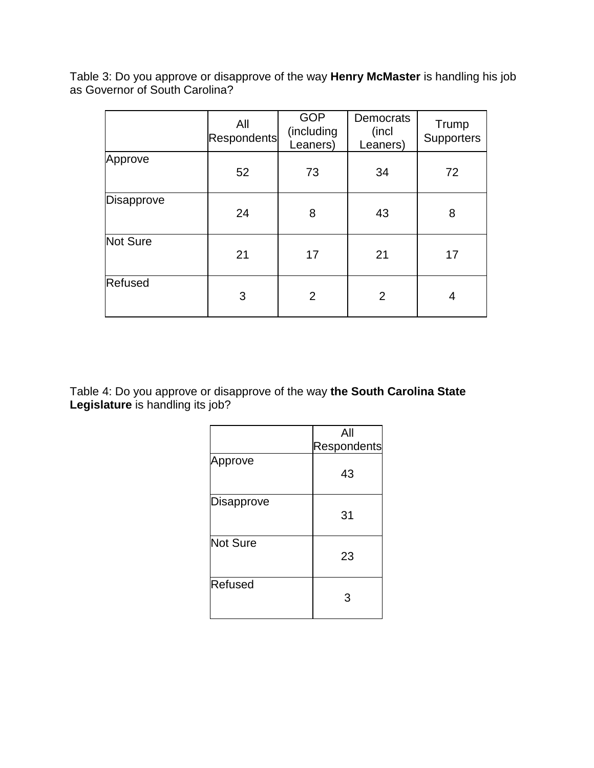Table 3: Do you approve or disapprove of the way **Henry McMaster** is handling his job as Governor of South Carolina?

| | All Respondents | GOP (including Leaners) | Democrats (incl Leaners) | Trump Supporters |
|---|---|---|---|---|
| Approve | 52 | 73 | 34 | 72 |
| Disapprove | 24 | 8 | 43 | 8 |
| Not Sure | 21 | 17 | 21 | 17 |
| Refused | 3 | 2 | 2 | 4 |

Table 4: Do you approve or disapprove of the way **the South Carolina State Legislature** is handling its job?

| | All Respondents |
|---|---|
| Approve | 43 |
| Disapprove | 31 |
| Not Sure | 23 |
| Refused | 3 |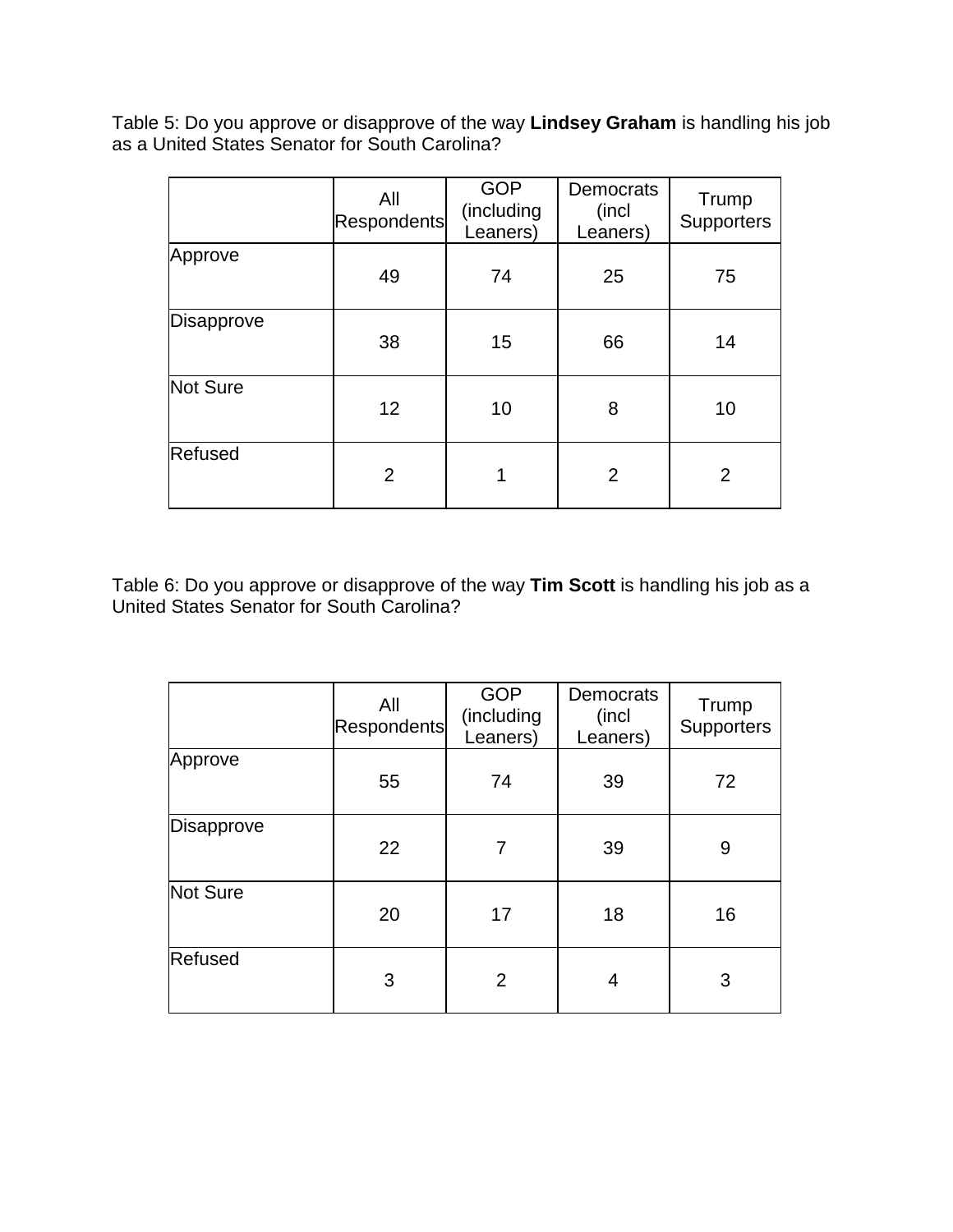Table 5: Do you approve or disapprove of the way **Lindsey Graham** is handling his job as a United States Senator for South Carolina?

| | All Respondents | GOP (including Leaners) | Democrats (incl Leaners) | Trump Supporters |
|---|---|---|---|---|
| Approve | 49 | 74 | 25 | 75 |
| Disapprove | 38 | 15 | 66 | 14 |
| Not Sure | 12 | 10 | 8 | 10 |
| Refused | 2 | 1 | 2 | 2 |

Table 6: Do you approve or disapprove of the way **Tim Scott** is handling his job as a United States Senator for South Carolina?

| | All Respondents | GOP (including Leaners) | Democrats (incl Leaners) | Trump Supporters |
|---|---|---|---|---|
| Approve | 55 | 74 | 39 | 72 |
| Disapprove | 22 | 7 | 39 | 9 |
| Not Sure | 20 | 17 | 18 | 16 |
| Refused | 3 | 2 | 4 | 3 |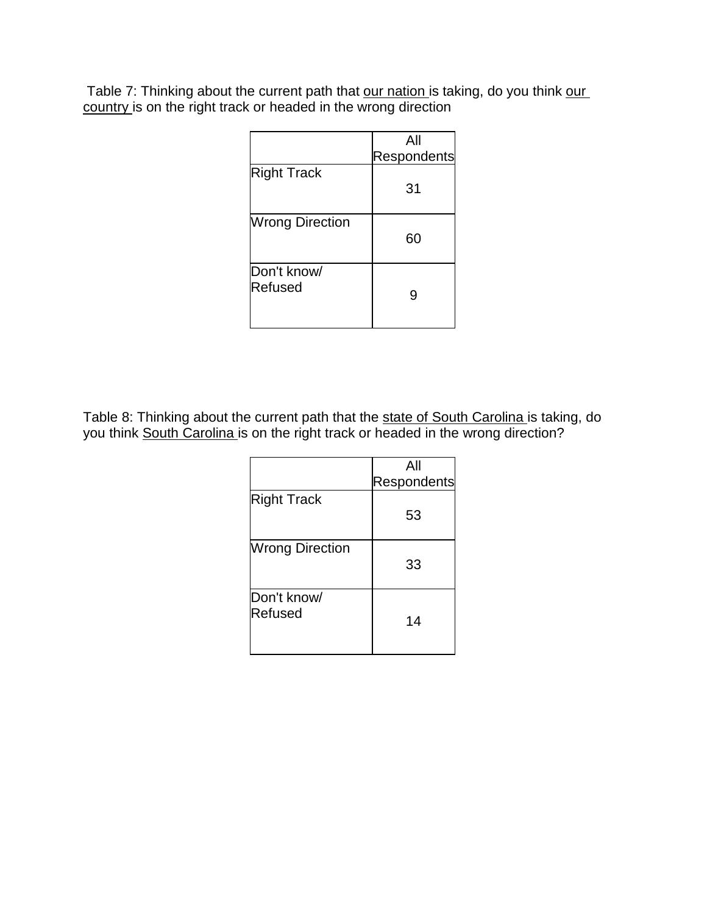Table 7: Thinking about the current path that <u>our nation</u> is taking, do you think <u>our country</u> is on the right track or headed in the wrong direction

| | All Respondents |
|---|---|
| Right Track | 31 |
| Wrong Direction | 60 |
| Don't know/ Refused | 9 |

Table 8: Thinking about the current path that the <u>state of South Carolina</u> is taking, do you think <u>South Carolina</u> is on the right track or headed in the wrong direction?

| | All Respondents |
|---|---|
| Right Track | 53 |
| Wrong Direction | 33 |
| Don't know/ Refused | 14 |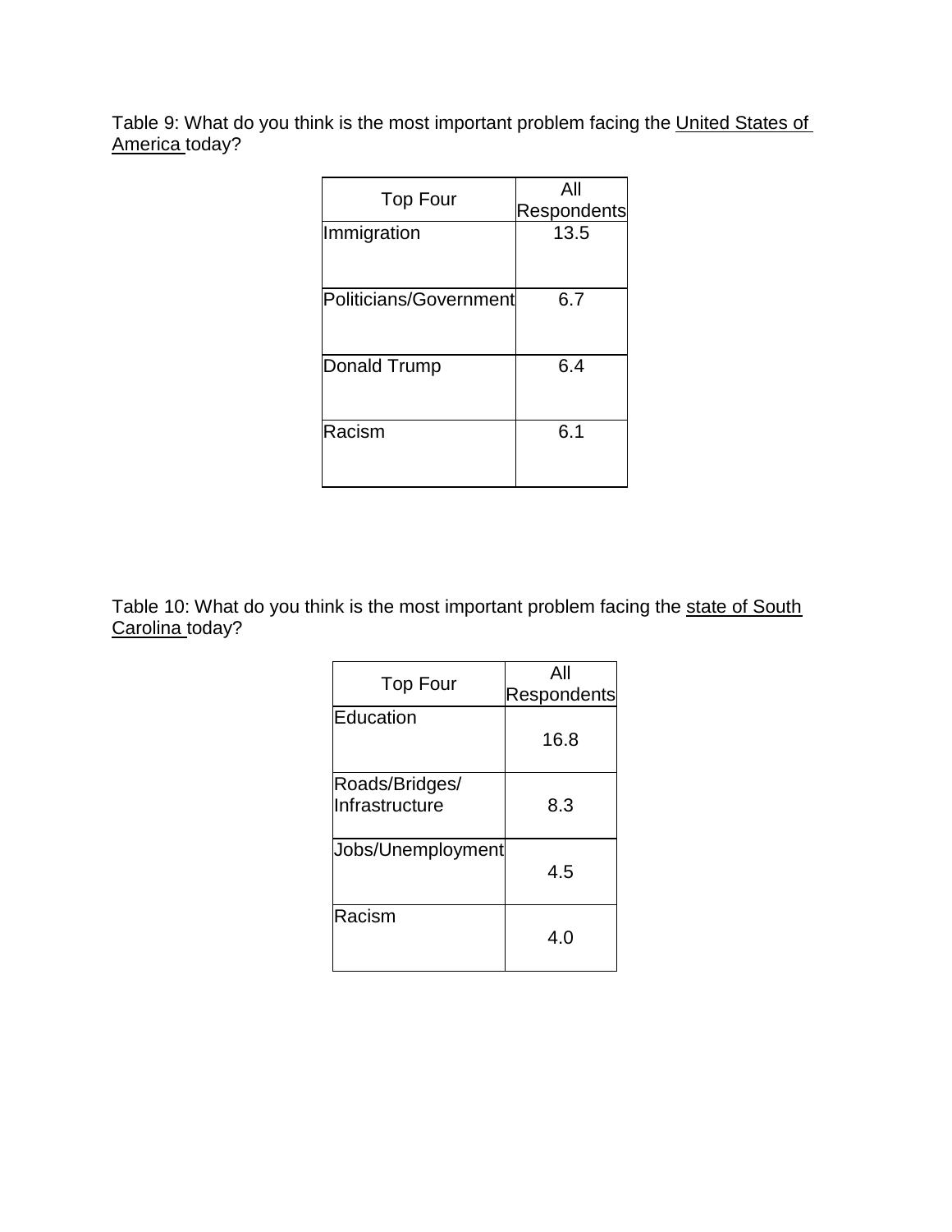Table 9: What do you think is the most important problem facing the United States of America today?

| Top Four | All Respondents |
|---|---|
| Immigration | 13.5 |
| Politicians/Government | 6.7 |
| Donald Trump | 6.4 |
| Racism | 6.1 |

Table 10: What do you think is the most important problem facing the state of South Carolina today?

| Top Four | All Respondents |
|---|---|
| Education | 16.8 |
| Roads/Bridges/ Infrastructure | 8.3 |
| Jobs/Unemployment | 4.5 |
| Racism | 4.0 |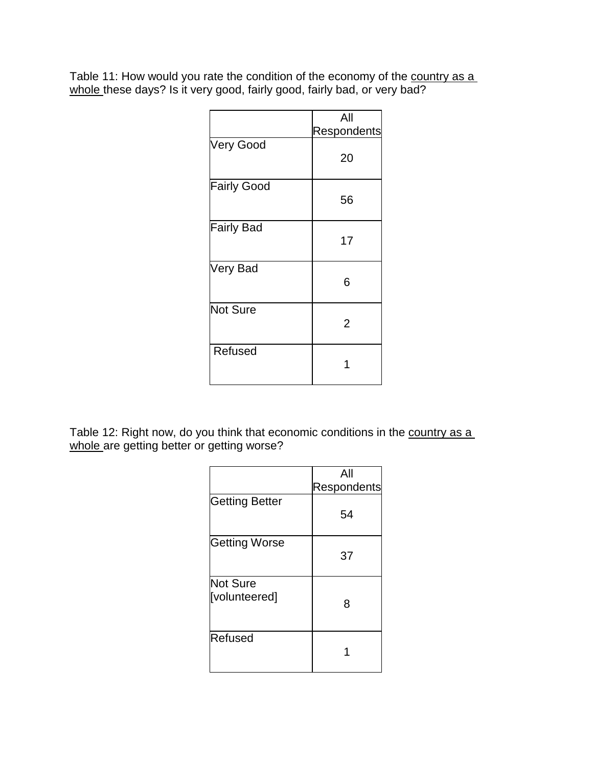Table 11: How would you rate the condition of the economy of the country as a whole these days? Is it very good, fairly good, fairly bad, or very bad?

| | All Respondents |
|---|---|
| Very Good | 20 |
| Fairly Good | 56 |
| Fairly Bad | 17 |
| Very Bad | 6 |
| Not Sure | 2 |
| Refused | 1 |

Table 12: Right now, do you think that economic conditions in the country as a whole are getting better or getting worse?

| | All Respondents |
|---|---|
| Getting Better | 54 |
| Getting Worse | 37 |
| Not Sure [volunteered] | 8 |
| Refused | 1 |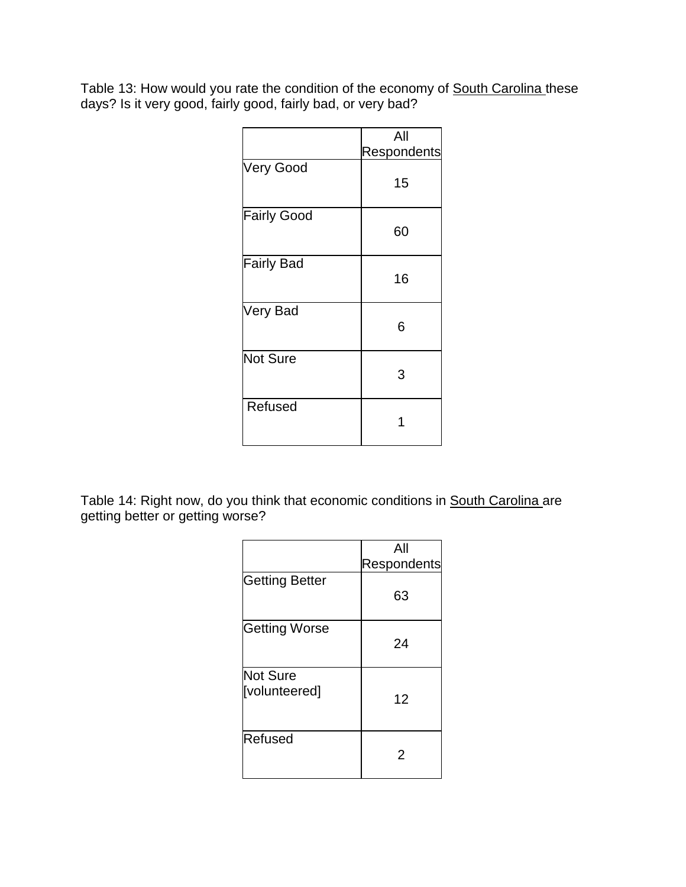Table 13: How would you rate the condition of the economy of South Carolina these days? Is it very good, fairly good, fairly bad, or very bad?

| | All Respondents |
|---|---|
| Very Good | 15 |
| Fairly Good | 60 |
| Fairly Bad | 16 |
| Very Bad | 6 |
| Not Sure | 3 |
| Refused | 1 |

Table 14: Right now, do you think that economic conditions in South Carolina are getting better or getting worse?

| | All Respondents |
|---|---|
| Getting Better | 63 |
| Getting Worse | 24 |
| Not Sure [volunteered] | 12 |
| Refused | 2 |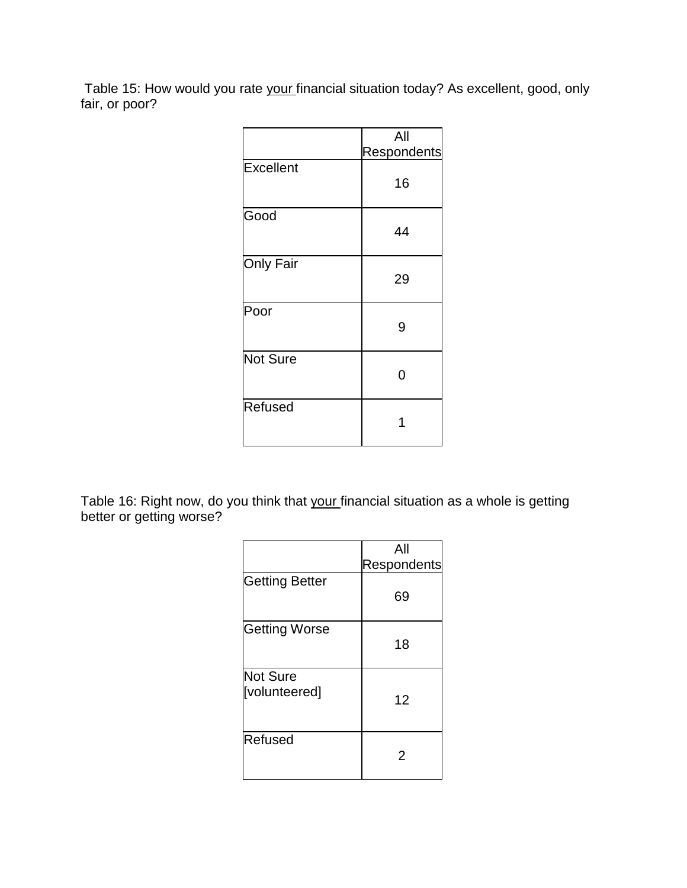Table 15: How would you rate your financial situation today? As excellent, good, only fair, or poor?

| | All Respondents |
|---|---|
| Excellent | 16 |
| Good | 44 |
| Only Fair | 29 |
| Poor | 9 |
| Not Sure | 0 |
| Refused | 1 |

Table 16: Right now, do you think that your financial situation as a whole is getting better or getting worse?

| | All Respondents |
|---|---|
| Getting Better | 69 |
| Getting Worse | 18 |
| Not Sure [volunteered] | 12 |
| Refused | 2 |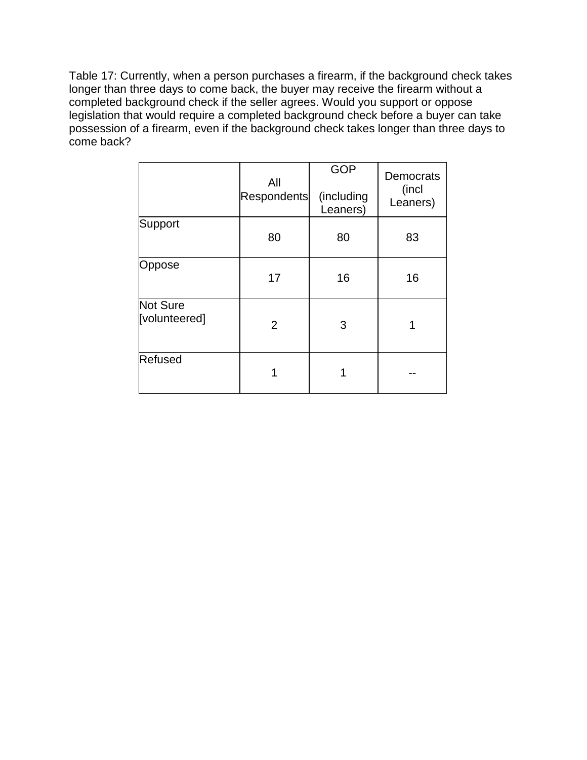Table 17: Currently, when a person purchases a firearm, if the background check takes longer than three days to come back, the buyer may receive the firearm without a completed background check if the seller agrees. Would you support or oppose legislation that would require a completed background check before a buyer can take possession of a firearm, even if the background check takes longer than three days to come back?

| | All Respondents | GOP (including Leaners) | Democrats (incl Leaners) |
|---|---|---|---|
| Support | 80 | 80 | 83 |
| Oppose | 17 | 16 | 16 |
| Not Sure [volunteered] | 2 | 3 | 1 |
| Refused | 1 | 1 | -- |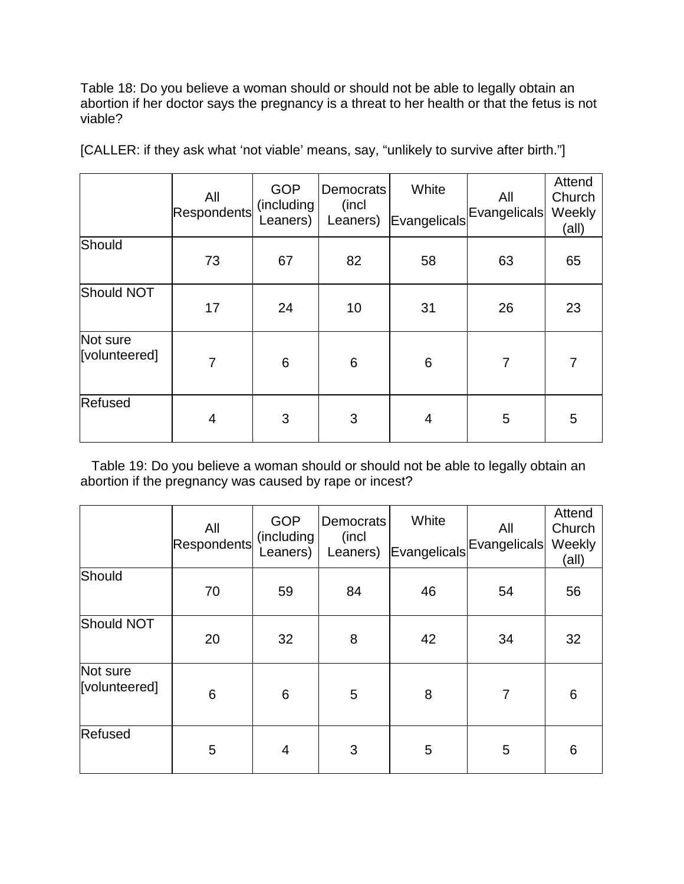Table 18: Do you believe a woman should or should not be able to legally obtain an abortion if her doctor says the pregnancy is a threat to her health or that the fetus is not viable?

[CALLER: if they ask what 'not viable' means, say, "unlikely to survive after birth."]

| | All Respondents | GOP (including Leaners) | Democrats (incl Leaners) | White Evangelicals | All Evangelicals | Attend Church Weekly (all) |
|---|---|---|---|---|---|---|
| Should | 73 | 67 | 82 | 58 | 63 | 65 |
| Should NOT | 17 | 24 | 10 | 31 | 26 | 23 |
| Not sure [volunteered] | 7 | 6 | 6 | 6 | 7 | 7 |
| Refused | 4 | 3 | 3 | 4 | 5 | 5 |

Table 19: Do you believe a woman should or should not be able to legally obtain an abortion if the pregnancy was caused by rape or incest?

| | All Respondents | GOP (including Leaners) | Democrats (incl Leaners) | White Evangelicals | All Evangelicals | Attend Church Weekly (all) |
|---|---|---|---|---|---|---|
| Should | 70 | 59 | 84 | 46 | 54 | 56 |
| Should NOT | 20 | 32 | 8 | 42 | 34 | 32 |
| Not sure [volunteered] | 6 | 6 | 5 | 8 | 7 | 6 |
| Refused | 5 | 4 | 3 | 5 | 5 | 6 |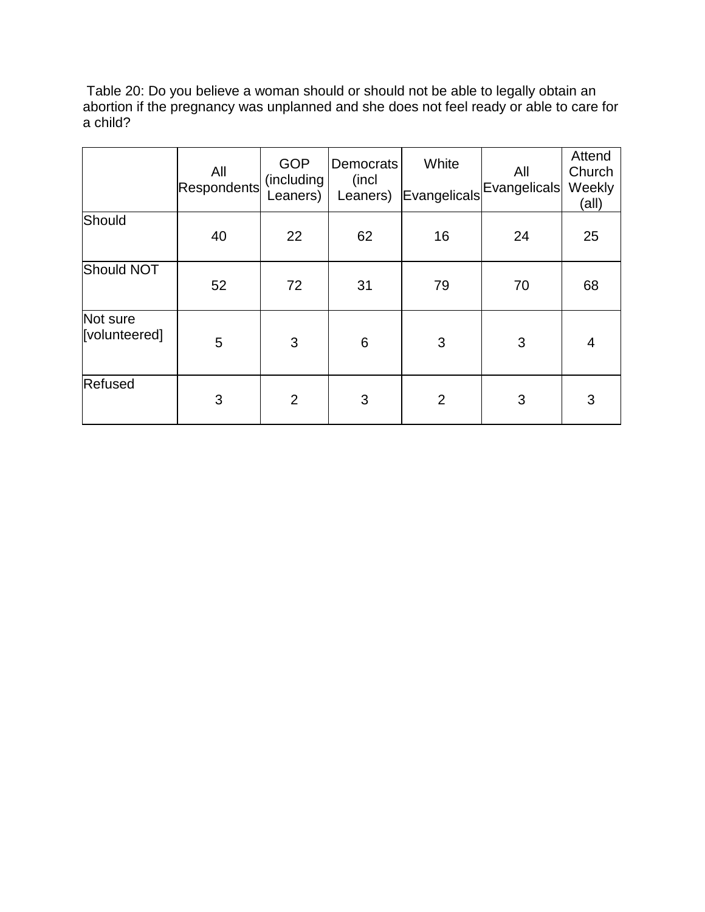Table 20: Do you believe a woman should or should not be able to legally obtain an abortion if the pregnancy was unplanned and she does not feel ready or able to care for a child?

| | All Respondents | GOP (including Leaners) | Democrats (incl Leaners) | White Evangelicals | All Evangelicals | Attend Church Weekly (all) |
|---|---|---|---|---|---|---|
| Should | 40 | 22 | 62 | 16 | 24 | 25 |
| Should NOT | 52 | 72 | 31 | 79 | 70 | 68 |
| Not sure [volunteered] | 5 | 3 | 6 | 3 | 3 | 4 |
| Refused | 3 | 2 | 3 | 2 | 3 | 3 |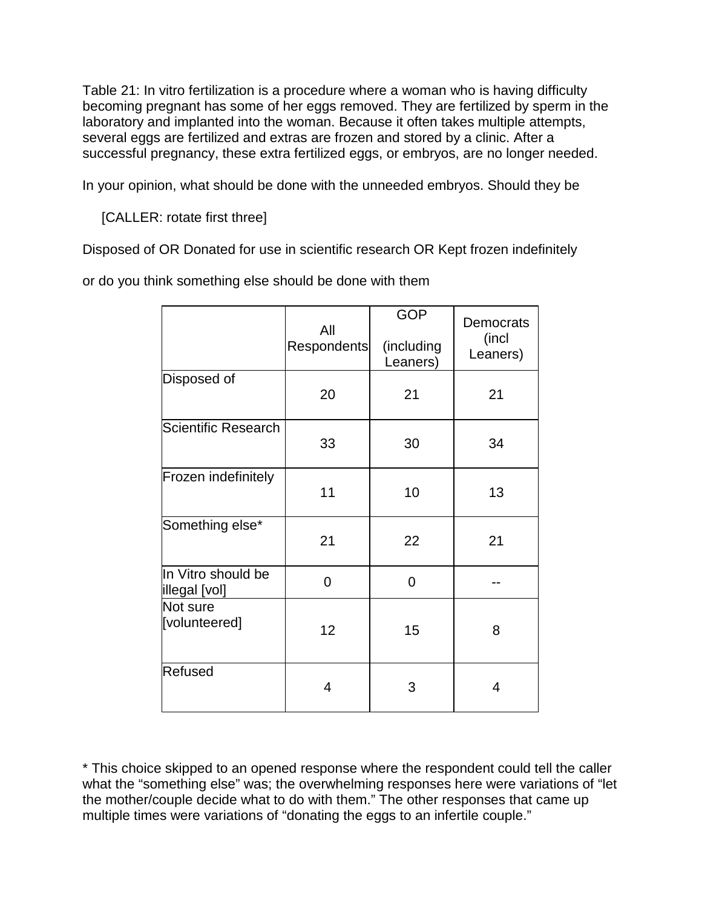Table 21: In vitro fertilization is a procedure where a woman who is having difficulty becoming pregnant has some of her eggs removed. They are fertilized by sperm in the laboratory and implanted into the woman. Because it often takes multiple attempts, several eggs are fertilized and extras are frozen and stored by a clinic. After a successful pregnancy, these extra fertilized eggs, or embryos, are no longer needed.

In your opinion, what should be done with the unneeded embryos. Should they be

[CALLER: rotate first three]

Disposed of OR Donated for use in scientific research OR Kept frozen indefinitely

or do you think something else should be done with them

| | All Respondents | GOP (including Leaners) | Democrats (incl Leaners) |
|---|---|---|---|
| Disposed of | 20 | 21 | 21 |
| Scientific Research | 33 | 30 | 34 |
| Frozen indefinitely | 11 | 10 | 13 |
| Something else* | 21 | 22 | 21 |
| In Vitro should be illegal [vol] | 0 | 0 | -- |
| Not sure [volunteered] | 12 | 15 | 8 |
| Refused | 4 | 3 | 4 |

* This choice skipped to an opened response where the respondent could tell the caller what the “something else” was; the overwhelming responses here were variations of “let the mother/couple decide what to do with them.” The other responses that came up multiple times were variations of “donating the eggs to an infertile couple.”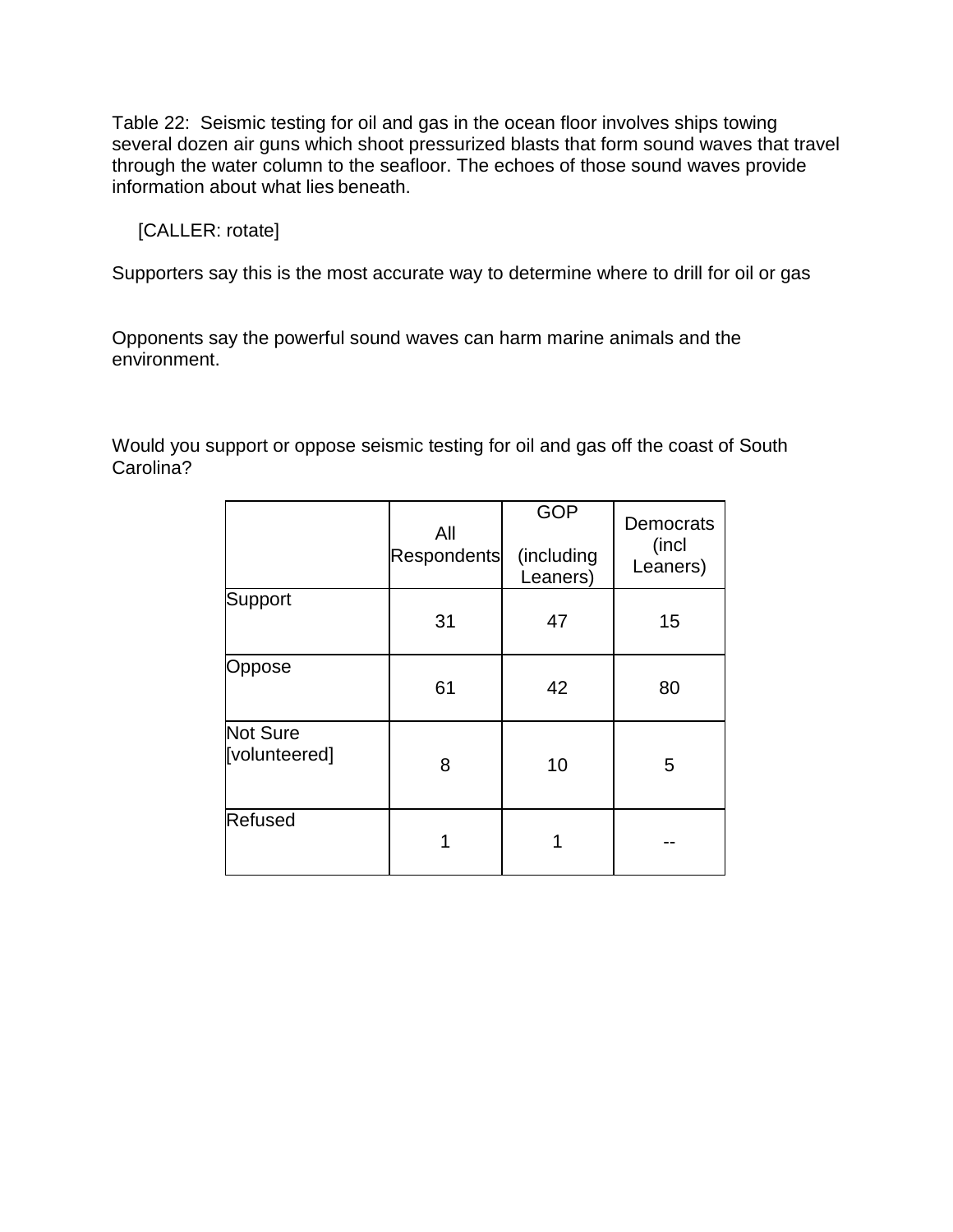Table 22: Seismic testing for oil and gas in the ocean floor involves ships towing several dozen air guns which shoot pressurized blasts that form sound waves that travel through the water column to the seafloor. The echoes of those sound waves provide information about what lies beneath.

[CALLER: rotate]

Supporters say this is the most accurate way to determine where to drill for oil or gas

Opponents say the powerful sound waves can harm marine animals and the environment.

Would you support or oppose seismic testing for oil and gas off the coast of South Carolina?

| | All Respondents | GOP (including Leaners) | Democrats (incl Leaners) |
|---|---|---|---|
| Support | 31 | 47 | 15 |
| Oppose | 61 | 42 | 80 |
| Not Sure [volunteered] | 8 | 10 | 5 |
| Refused | 1 | 1 | -- |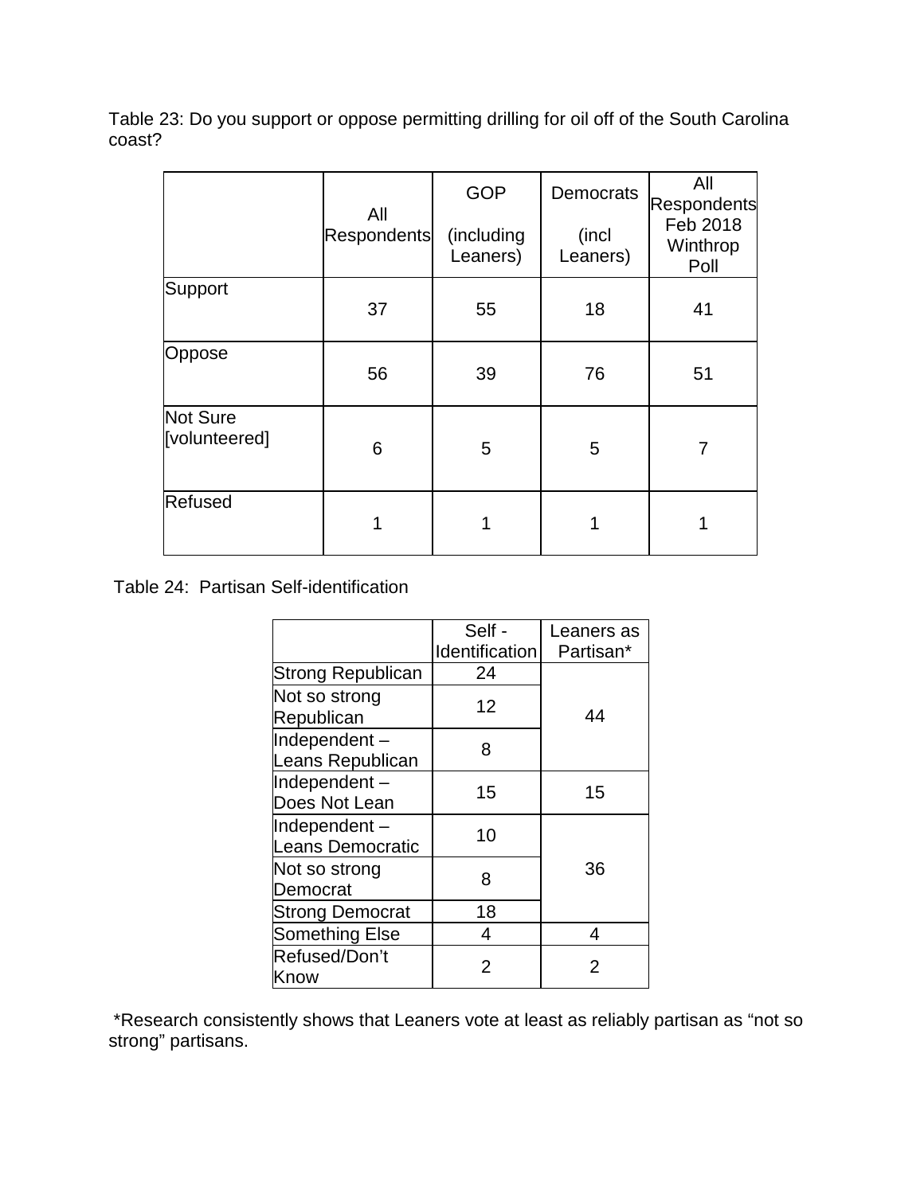Table 23: Do you support or oppose permitting drilling for oil off of the South Carolina coast?

| | All Respondents | GOP (including Leaners) | Democrats (incl Leaners) | All Respondents Feb 2018 Winthrop Poll |
|---|---|---|---|---|
| Support | 37 | 55 | 18 | 41 |
| Oppose | 56 | 39 | 76 | 51 |
| Not Sure [volunteered] | 6 | 5 | 5 | 7 |
| Refused | 1 | 1 | 1 | 1 |

Table 24: Partisan Self-identification

| | Self - Identification | Leaners as Partisan* |
|---|---|---|
| Strong Republican | 24 | 44 |
| Not so strong Republican | 12 | |
| Independent – Leans Republican | 8 | |
| Independent – Does Not Lean | 15 | 15 |
| Independent – Leans Democratic | 10 | 36 |
| Not so strong Democrat | 8 | |
| Strong Democrat | 18 | |
| Something Else | 4 | 4 |
| Refused/Don't Know | 2 | 2 |

*Research consistently shows that Leaners vote at least as reliably partisan as "not so strong" partisans.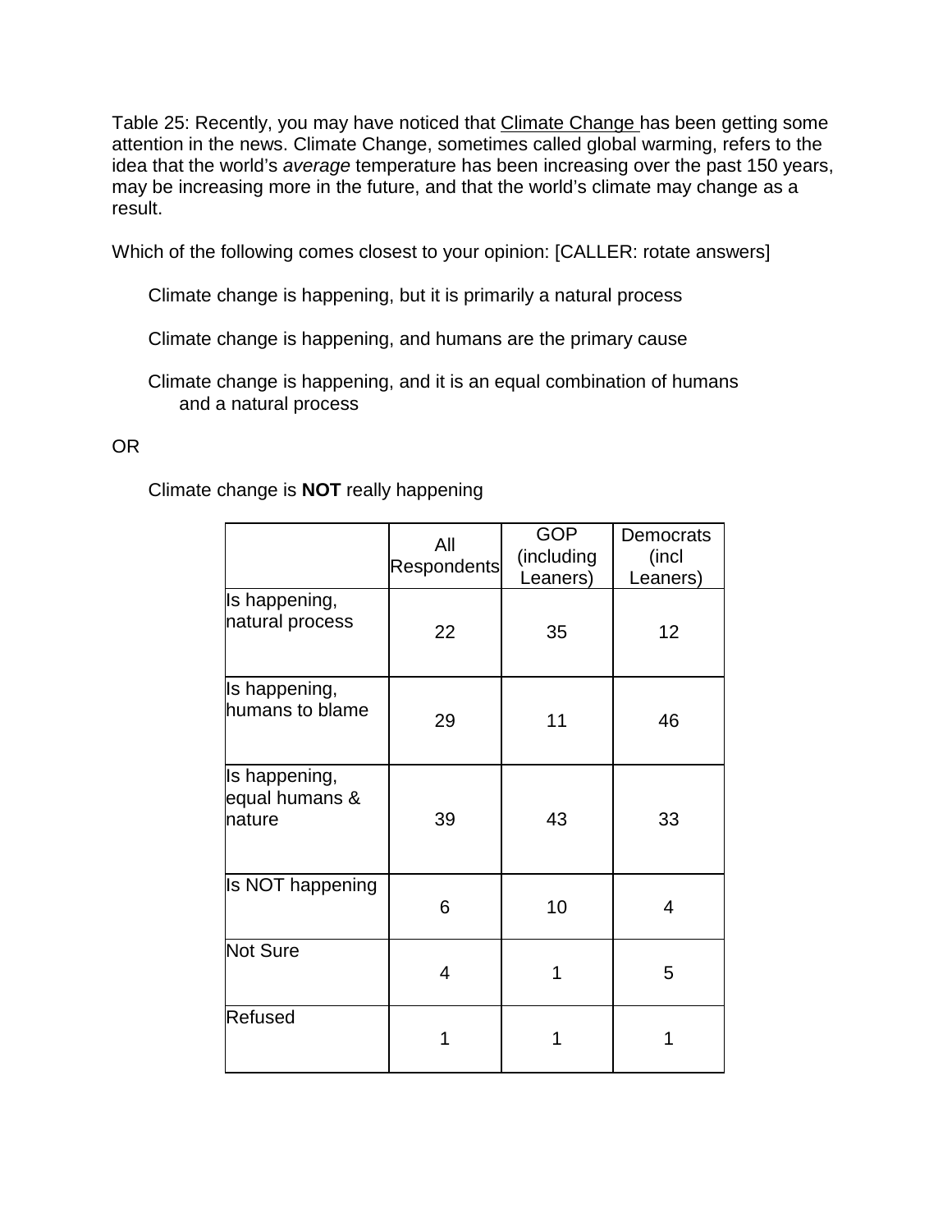Table 25: Recently, you may have noticed that <u>Climate Change</u> has been getting some attention in the news. Climate Change, sometimes called global warming, refers to the idea that the world's *average* temperature has been increasing over the past 150 years, may be increasing more in the future, and that the world's climate may change as a result.

Which of the following comes closest to your opinion: [CALLER: rotate answers]

Climate change is happening, but it is primarily a natural process

Climate change is happening, and humans are the primary cause

Climate change is happening, and it is an equal combination of humans and a natural process

OR

Climate change is **NOT** really happening

| | All Respondents | GOP (including Leaners) | Democrats (incl Leaners) |
|---|---|---|---|
| Is happening, natural process | 22 | 35 | 12 |
| Is happening, humans to blame | 29 | 11 | 46 |
| Is happening, equal humans & nature | 39 | 43 | 33 |
| Is NOT happening | 6 | 10 | 4 |
| Not Sure | 4 | 1 | 5 |
| Refused | 1 | 1 | 1 |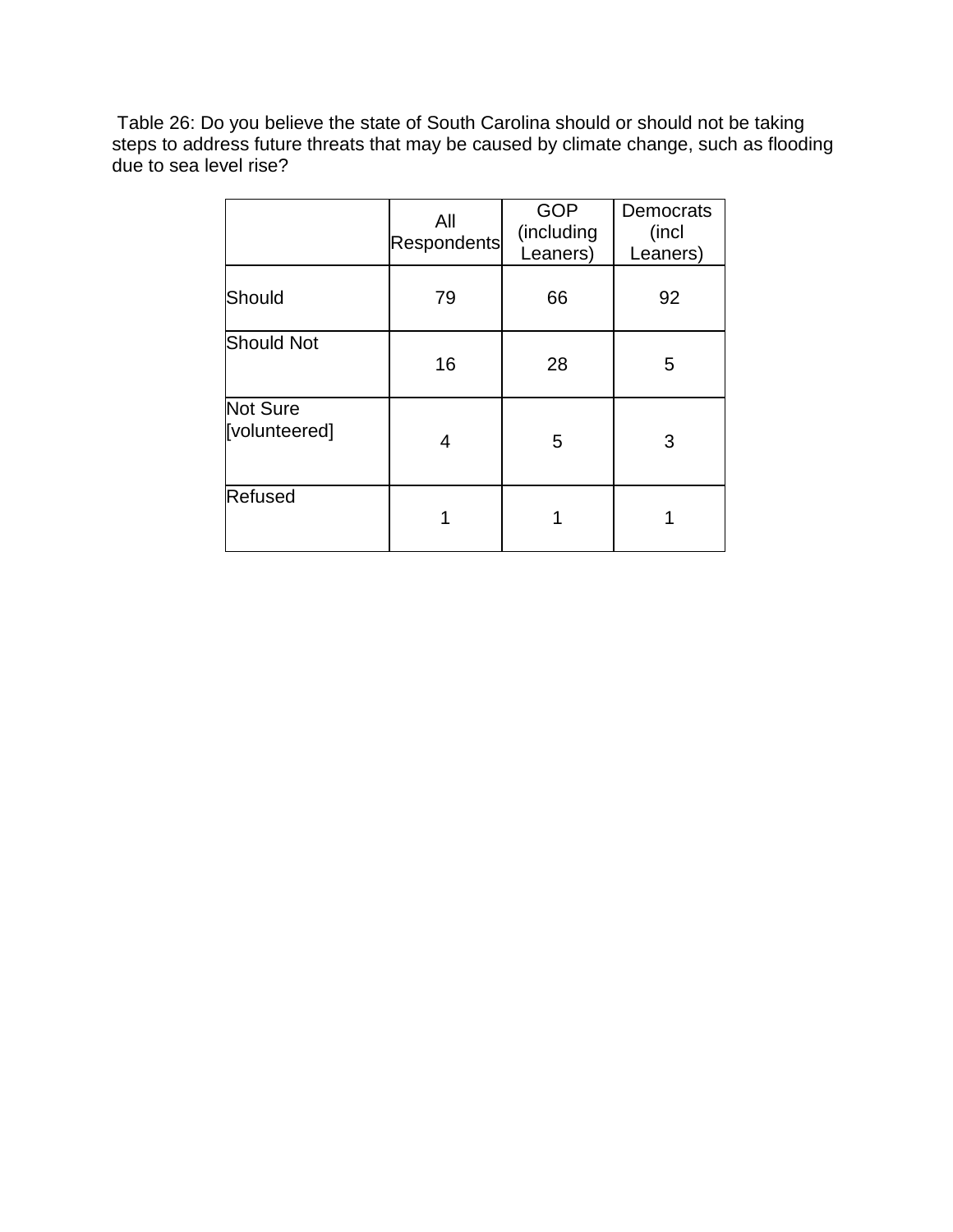Table 26: Do you believe the state of South Carolina should or should not be taking steps to address future threats that may be caused by climate change, such as flooding due to sea level rise?

| | All Respondents | GOP (including Leaners) | Democrats (incl Leaners) |
| --- | --- | --- | --- |
| Should | 79 | 66 | 92 |
| Should Not | 16 | 28 | 5 |
| Not Sure [volunteered] | 4 | 5 | 3 |
| Refused | 1 | 1 | 1 |